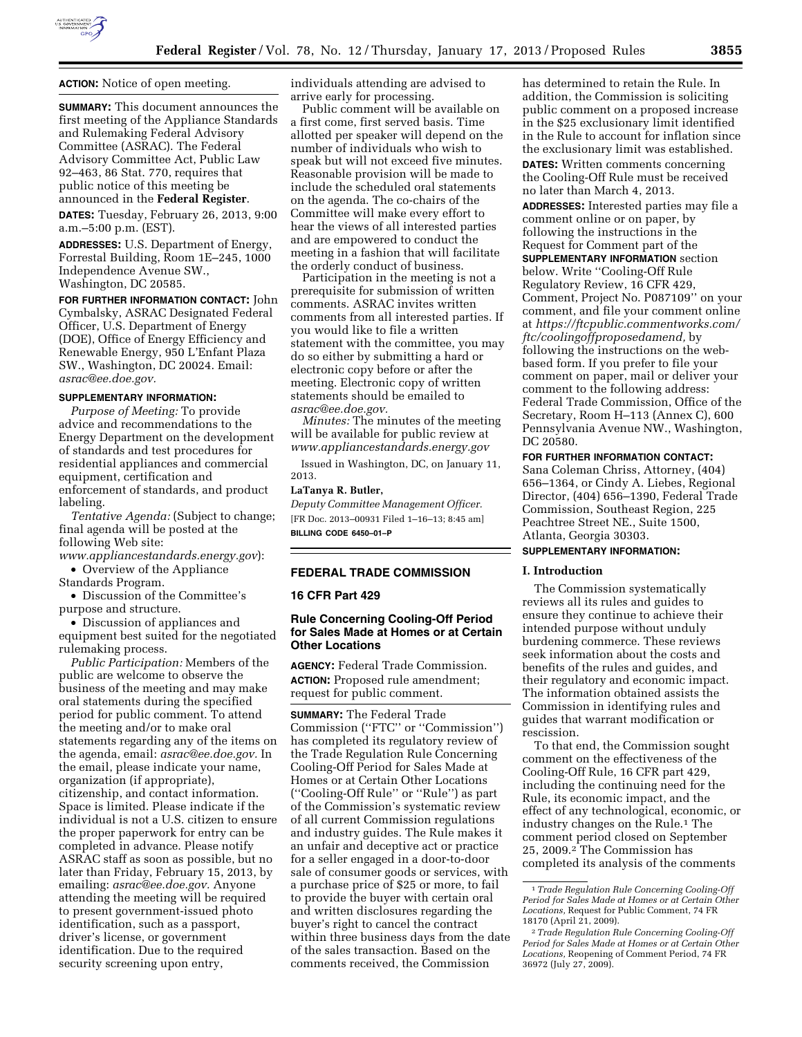**ACTION:** Notice of open meeting.

**SUMMARY:** This document announces the first meeting of the Appliance Standards and Rulemaking Federal Advisory Committee (ASRAC). The Federal Advisory Committee Act, Public Law 92–463, 86 Stat. 770, requires that public notice of this meeting be announced in the **Federal Register**.

**DATES:** Tuesday, February 26, 2013, 9:00 a.m.–5:00 p.m. (EST).

**ADDRESSES:** U.S. Department of Energy, Forrestal Building, Room 1E–245, 1000 Independence Avenue SW., Washington, DC 20585.

**FOR FURTHER INFORMATION CONTACT:** John Cymbalsky, ASRAC Designated Federal Officer, U.S. Department of Energy (DOE), Office of Energy Efficiency and Renewable Energy, 950 L'Enfant Plaza SW., Washington, DC 20024. Email: *asrac@ee.doe.gov.*

**SUPPLEMENTARY INFORMATION:**

*Purpose of Meeting:* To provide advice and recommendations to the Energy Department on the development of standards and test procedures for residential appliances and commercial equipment, certification and enforcement of standards, and product labeling.

*Tentative Agenda:* (Subject to change; final agenda will be posted at the following Web site: *www.appliancestandards.energy.gov*):

- Overview of the Appliance Standards Program.
- Discussion of the Committee's purpose and structure.
- Discussion of appliances and equipment best suited for the negotiated rulemaking process.

*Public Participation:* Members of the public are welcome to observe the business of the meeting and may make oral statements during the specified period for public comment. To attend the meeting and/or to make oral statements regarding any of the items on the agenda, email: *asrac@ee.doe.gov.* In the email, please indicate your name, organization (if appropriate), citizenship, and contact information. Space is limited. Please indicate if the individual is not a U.S. citizen to ensure the proper paperwork for entry can be completed in advance. Please notify ASRAC staff as soon as possible, but no later than Friday, February 15, 2013, by emailing: *asrac@ee.doe.gov.* Anyone attending the meeting will be required to present government-issued photo identification, such as a passport, driver's license, or government identification. Due to the required security screening upon entry, individuals attending are advised to arrive early for processing.

Public comment will be available on a first come, first served basis. Time allotted per speaker will depend on the number of individuals who wish to speak but will not exceed five minutes. Reasonable provision will be made to include the scheduled oral statements on the agenda. The co-chairs of the Committee will make every effort to hear the views of all interested parties and are empowered to conduct the meeting in a fashion that will facilitate the orderly conduct of business.

Participation in the meeting is not a prerequisite for submission of written comments. ASRAC invites written comments from all interested parties. If you would like to file a written statement with the committee, you may do so either by submitting a hard or electronic copy before or after the meeting. Electronic copy of written statements should be emailed to *asrac@ee.doe.gov.*

*Minutes:* The minutes of the meeting will be available for public review at *www.appliancestandards.energy.gov*

Issued in Washington, DC, on January 11, 2013.

**LaTanya R. Butler,**

*Deputy Committee Management Officer.*

[FR Doc. 2013–00931 Filed 1–16–13; 8:45 am]

**BILLING CODE 6450–01–P**

## FEDERAL TRADE COMMISSION

### 16 CFR Part 429

### Rule Concerning Cooling-Off Period for Sales Made at Homes or at Certain Other Locations

**AGENCY:** Federal Trade Commission.

**ACTION:** Proposed rule amendment; request for public comment.

**SUMMARY:** The Federal Trade Commission (''FTC'' or ''Commission'') has completed its regulatory review of the Trade Regulation Rule Concerning Cooling-Off Period for Sales Made at Homes or at Certain Other Locations (''Cooling-Off Rule'' or ''Rule'') as part of the Commission's systematic review of all current Commission regulations and industry guides. The Rule makes it an unfair and deceptive act or practice for a seller engaged in a door-to-door sale of consumer goods or services, with a purchase price of $25 or more, to fail to provide the buyer with certain oral and written disclosures regarding the buyer's right to cancel the contract within three business days from the date of the sales transaction. Based on the comments received, the Commission has determined to retain the Rule. In addition, the Commission is soliciting public comment on a proposed increase in the $25 exclusionary limit identified in the Rule to account for inflation since the exclusionary limit was established.

**DATES:** Written comments concerning the Cooling-Off Rule must be received no later than March 4, 2013.

**ADDRESSES:** Interested parties may file a comment online or on paper, by following the instructions in the Request for Comment part of the **SUPPLEMENTARY INFORMATION** section below. Write ''Cooling-Off Rule Regulatory Review, 16 CFR 429, Comment, Project No. P087109'' on your comment, and file your comment online at *https://ftcpublic.commentworks.com/ftc/coolingoffproposedamend,* by following the instructions on the web-based form. If you prefer to file your comment on paper, mail or deliver your comment to the following address: Federal Trade Commission, Office of the Secretary, Room H–113 (Annex C), 600 Pennsylvania Avenue NW., Washington, DC 20580.

**FOR FURTHER INFORMATION CONTACT:** Sana Coleman Chriss, Attorney, (404) 656–1364, or Cindy A. Liebes, Regional Director, (404) 656–1390, Federal Trade Commission, Southeast Region, 225 Peachtree Street NE., Suite 1500, Atlanta, Georgia 30303.

**SUPPLEMENTARY INFORMATION:**

#### I. Introduction

The Commission systematically reviews all its rules and guides to ensure they continue to achieve their intended purpose without unduly burdening commerce. These reviews seek information about the costs and benefits of the rules and guides, and their regulatory and economic impact. The information obtained assists the Commission in identifying rules and guides that warrant modification or rescission.

To that end, the Commission sought comment on the effectiveness of the Cooling-Off Rule, 16 CFR part 429, including the continuing need for the Rule, its economic impact, and the effect of any technological, economic, or industry changes on the Rule.[1] The comment period closed on September 25, 2009.[2] The Commission has completed its analysis of the comments

[1] *Trade Regulation Rule Concerning Cooling-Off Period for Sales Made at Homes or at Certain Other Locations,* Request for Public Comment, 74 FR 18170 (April 21, 2009).

[2] *Trade Regulation Rule Concerning Cooling-Off Period for Sales Made at Homes or at Certain Other Locations,* Reopening of Comment Period, 74 FR 36972 (July 27, 2009).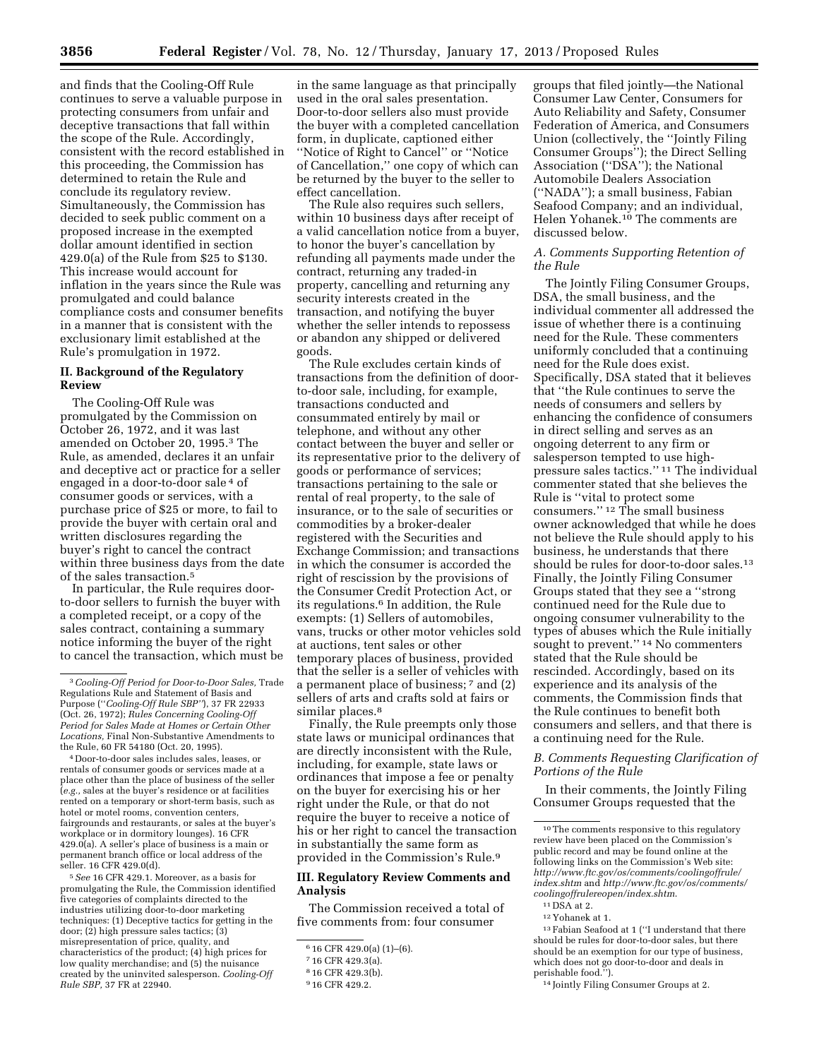and finds that the Cooling-Off Rule continues to serve a valuable purpose in protecting consumers from unfair and deceptive transactions that fall within the scope of the Rule. Accordingly, consistent with the record established in this proceeding, the Commission has determined to retain the Rule and conclude its regulatory review. Simultaneously, the Commission has decided to seek public comment on a proposed increase in the exempted dollar amount identified in section 429.0(a) of the Rule from $25 to $130. This increase would account for inflation in the years since the Rule was promulgated and could balance compliance costs and consumer benefits in a manner that is consistent with the exclusionary limit established at the Rule's promulgation in 1972.

## II. Background of the Regulatory Review

The Cooling-Off Rule was promulgated by the Commission on October 26, 1972, and it was last amended on October 20, 1995.[3] The Rule, as amended, declares it an unfair and deceptive act or practice for a seller engaged in a door-to-door sale[4] of consumer goods or services, with a purchase price of $25 or more, to fail to provide the buyer with certain oral and written disclosures regarding the buyer's right to cancel the contract within three business days from the date of the sales transaction.[5]

In particular, the Rule requires door-to-door sellers to furnish the buyer with a completed receipt, or a copy of the sales contract, containing a summary notice informing the buyer of the right to cancel the transaction, which must be in the same language as that principally used in the oral sales presentation. Door-to-door sellers also must provide the buyer with a completed cancellation form, in duplicate, captioned either ''Notice of Right to Cancel'' or ''Notice of Cancellation,'' one copy of which can be returned by the buyer to the seller to effect cancellation.

The Rule also requires such sellers, within 10 business days after receipt of a valid cancellation notice from a buyer, to honor the buyer's cancellation by refunding all payments made under the contract, returning any traded-in property, cancelling and returning any security interests created in the transaction, and notifying the buyer whether the seller intends to repossess or abandon any shipped or delivered goods.

The Rule excludes certain kinds of transactions from the definition of door-to-door sale, including, for example, transactions conducted and consummated entirely by mail or telephone, and without any other contact between the buyer and seller or its representative prior to the delivery of goods or performance of services; transactions pertaining to the sale or rental of real property, to the sale of insurance, or to the sale of securities or commodities by a broker-dealer registered with the Securities and Exchange Commission; and transactions in which the consumer is accorded the right of rescission by the provisions of the Consumer Credit Protection Act, or its regulations.[6] In addition, the Rule exempts: (1) Sellers of automobiles, vans, trucks or other motor vehicles sold at auctions, tent sales or other temporary places of business, provided that the seller is a seller of vehicles with a permanent place of business;[7] and (2) sellers of arts and crafts sold at fairs or similar places.[8]

Finally, the Rule preempts only those state laws or municipal ordinances that are directly inconsistent with the Rule, including, for example, state laws or ordinances that impose a fee or penalty on the buyer for exercising his or her right under the Rule, or that do not require the buyer to receive a notice of his or her right to cancel the transaction in substantially the same form as provided in the Commission's Rule.[9]

## III. Regulatory Review Comments and Analysis

The Commission received a total of five comments from: four consumer groups that filed jointly—the National Consumer Law Center, Consumers for Auto Reliability and Safety, Consumer Federation of America, and Consumers Union (collectively, the ''Jointly Filing Consumer Groups''); the Direct Selling Association (''DSA''); the National Automobile Dealers Association (''NADA''); a small business, Fabian Seafood Company; and an individual, Helen Yohanek.[10] The comments are discussed below.

### A. Comments Supporting Retention of the Rule

The Jointly Filing Consumer Groups, DSA, the small business, and the individual commenter all addressed the issue of whether there is a continuing need for the Rule. These commenters uniformly concluded that a continuing need for the Rule does exist. Specifically, DSA stated that it believes that ''the Rule continues to serve the needs of consumers and sellers by enhancing the confidence of consumers in direct selling and serves as an ongoing deterrent to any firm or salesperson tempted to use high-pressure sales tactics.''[11] The individual commenter stated that she believes the Rule is ''vital to protect some consumers.''[12] The small business owner acknowledged that while he does not believe the Rule should apply to his business, he understands that there should be rules for door-to-door sales.[13] Finally, the Jointly Filing Consumer Groups stated that they see a ''strong continued need for the Rule due to ongoing consumer vulnerability to the types of abuses which the Rule initially sought to prevent.''[14] No commenters stated that the Rule should be rescinded. Accordingly, based on its experience and its analysis of the comments, the Commission finds that the Rule continues to benefit both consumers and sellers, and that there is a continuing need for the Rule.

### B. Comments Requesting Clarification of Portions of the Rule

In their comments, the Jointly Filing Consumer Groups requested that the

---

[3] *Cooling-Off Period for Door-to-Door Sales,* Trade Regulations Rule and Statement of Basis and Purpose (''*Cooling-Off Rule SBP*''), 37 FR 22933 (Oct. 26, 1972); *Rules Concerning Cooling-Off Period for Sales Made at Homes or Certain Other Locations,* Final Non-Substantive Amendments to the Rule, 60 FR 54180 (Oct. 20, 1995).

[4] Door-to-door sales includes sales, leases, or rentals of consumer goods or services made at a place other than the place of business of the seller (*e.g.,* sales at the buyer's residence or at facilities rented on a temporary or short-term basis, such as hotel or motel rooms, convention centers, fairgrounds and restaurants, or sales at the buyer's workplace or in dormitory lounges). 16 CFR 429.0(a). A seller's place of business is a main or permanent branch office or local address of the seller. 16 CFR 429.0(d).

[5] *See* 16 CFR 429.1. Moreover, as a basis for promulgating the Rule, the Commission identified five categories of complaints directed to the industries utilizing door-to-door marketing techniques: (1) Deceptive tactics for getting in the door; (2) high pressure sales tactics; (3) misrepresentation of price, quality, and characteristics of the product; (4) high prices for low quality merchandise; and (5) the nuisance created by the uninvited salesperson. *Cooling-Off Rule SBP,* 37 FR at 22940.

[6] 16 CFR 429.0(a) (1)–(6).

[7] 16 CFR 429.3(a).

[8] 16 CFR 429.3(b).

[9] 16 CFR 429.2.

[10] The comments responsive to this regulatory review have been placed on the Commission's public record and may be found online at the following links on the Commission's Web site: *http://www.ftc.gov/os/comments/coolingoffrule/index.shtm* and *http://www.ftc.gov/os/comments/coolingoffrulereopen/index.shtm.*

[11] DSA at 2.

[12] Yohanek at 1.

[13] Fabian Seafood at 1 (''I understand that there should be rules for door-to-door sales, but there should be an exemption for our type of business, which does not go door-to-door and deals in perishable food.'').

[14] Jointly Filing Consumer Groups at 2.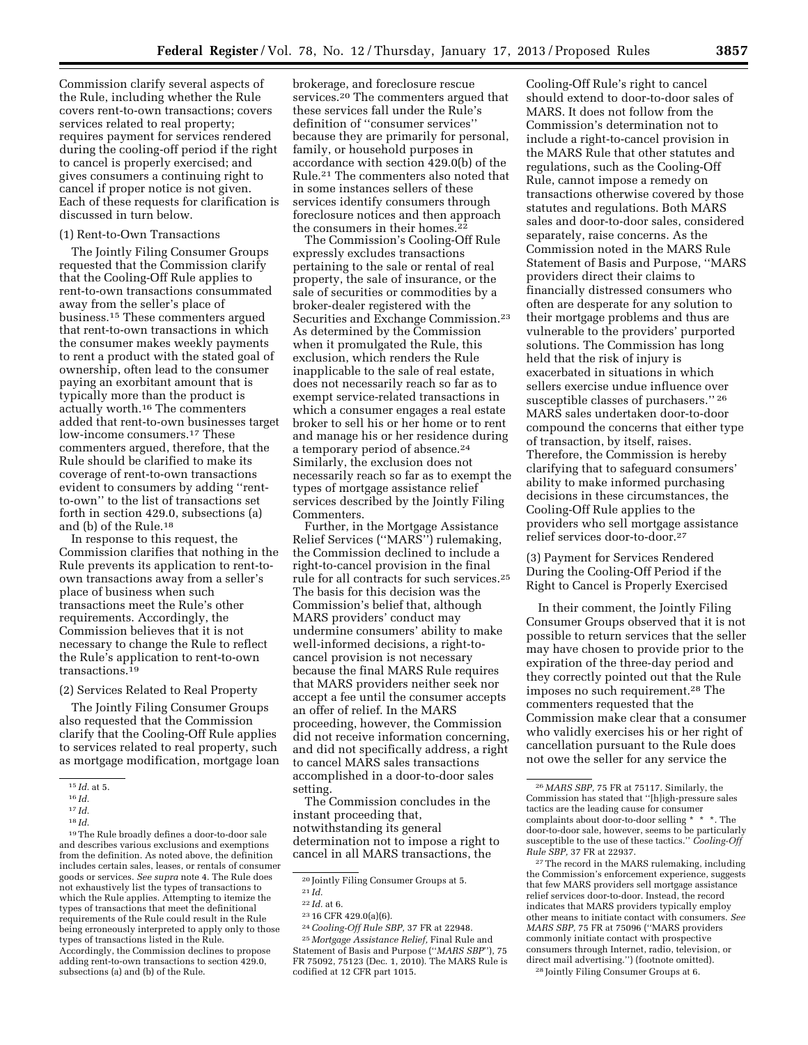Commission clarify several aspects of the Rule, including whether the Rule covers rent-to-own transactions; covers services related to real property; requires payment for services rendered during the cooling-off period if the right to cancel is properly exercised; and gives consumers a continuing right to cancel if proper notice is not given. Each of these requests for clarification is discussed in turn below.

(1) Rent-to-Own Transactions

The Jointly Filing Consumer Groups requested that the Commission clarify that the Cooling-Off Rule applies to rent-to-own transactions consummated away from the seller's place of business.[15] These commenters argued that rent-to-own transactions in which the consumer makes weekly payments to rent a product with the stated goal of ownership, often lead to the consumer paying an exorbitant amount that is typically more than the product is actually worth.[16] The commenters added that rent-to-own businesses target low-income consumers.[17] These commenters argued, therefore, that the Rule should be clarified to make its coverage of rent-to-own transactions evident to consumers by adding ''rent-to-own'' to the list of transactions set forth in section 429.0, subsections (a) and (b) of the Rule.[18]

In response to this request, the Commission clarifies that nothing in the Rule prevents its application to rent-to-own transactions away from a seller's place of business when such transactions meet the Rule's other requirements. Accordingly, the Commission believes that it is not necessary to change the Rule to reflect the Rule's application to rent-to-own transactions.[19]

(2) Services Related to Real Property

The Jointly Filing Consumer Groups also requested that the Commission clarify that the Cooling-Off Rule applies to services related to real property, such as mortgage modification, mortgage loan brokerage, and foreclosure rescue services.[20] The commenters argued that these services fall under the Rule's definition of ''consumer services'' because they are primarily for personal, family, or household purposes in accordance with section 429.0(b) of the Rule.[21] The commenters also noted that in some instances sellers of these services identify consumers through foreclosure notices and then approach the consumers in their homes.[22]

The Commission's Cooling-Off Rule expressly excludes transactions pertaining to the sale or rental of real property, the sale of insurance, or the sale of securities or commodities by a broker-dealer registered with the Securities and Exchange Commission.[23] As determined by the Commission when it promulgated the Rule, this exclusion, which renders the Rule inapplicable to the sale of real estate, does not necessarily reach so far as to exempt service-related transactions in which a consumer engages a real estate broker to sell his or her home or to rent and manage his or her residence during a temporary period of absence.[24] Similarly, the exclusion does not necessarily reach so far as to exempt the types of mortgage assistance relief services described by the Jointly Filing Commenters.

Further, in the Mortgage Assistance Relief Services (''MARS'') rulemaking, the Commission declined to include a right-to-cancel provision in the final rule for all contracts for such services.[25] The basis for this decision was the Commission's belief that, although MARS providers' conduct may undermine consumers' ability to make well-informed decisions, a right-to-cancel provision is not necessary because the final MARS Rule requires that MARS providers neither seek nor accept a fee until the consumer accepts an offer of relief. In the MARS proceeding, however, the Commission did not receive information concerning, and did not specifically address, a right to cancel MARS sales transactions accomplished in a door-to-door sales setting.

The Commission concludes in the instant proceeding that, notwithstanding its general determination not to impose a right to cancel in all MARS transactions, the Cooling-Off Rule's right to cancel should extend to door-to-door sales of MARS. It does not follow from the Commission's determination not to include a right-to-cancel provision in the MARS Rule that other statutes and regulations, such as the Cooling-Off Rule, cannot impose a remedy on transactions otherwise covered by those statutes and regulations. Both MARS sales and door-to-door sales, considered separately, raise concerns. As the Commission noted in the MARS Rule Statement of Basis and Purpose, ''MARS providers direct their claims to financially distressed consumers who often are desperate for any solution to their mortgage problems and thus are vulnerable to the providers' purported solutions. The Commission has long held that the risk of injury is exacerbated in situations in which sellers exercise undue influence over susceptible classes of purchasers.''[26] MARS sales undertaken door-to-door compound the concerns that either type of transaction, by itself, raises. Therefore, the Commission is hereby clarifying that to safeguard consumers' ability to make informed purchasing decisions in these circumstances, the Cooling-Off Rule applies to the providers who sell mortgage assistance relief services door-to-door.[27]

(3) Payment for Services Rendered During the Cooling-Off Period if the Right to Cancel is Properly Exercised

In their comment, the Jointly Filing Consumer Groups observed that it is not possible to return services that the seller may have chosen to provide prior to the expiration of the three-day period and they correctly pointed out that the Rule imposes no such requirement.[28] The commenters requested that the Commission make clear that a consumer who validly exercises his or her right of cancellation pursuant to the Rule does not owe the seller for any service the

---

[15] *Id.* at 5.

[16] *Id.*

[17] *Id.*

[18] *Id.*

[19] The Rule broadly defines a door-to-door sale and describes various exclusions and exemptions from the definition. As noted above, the definition includes certain sales, leases, or rentals of consumer goods or services. *See supra* note 4. The Rule does not exhaustively list the types of transactions to which the Rule applies. Attempting to itemize the types of transactions that meet the definitional requirements of the Rule could result in the Rule being erroneously interpreted to apply only to those types of transactions listed in the Rule. Accordingly, the Commission declines to propose adding rent-to-own transactions to section 429.0, subsections (a) and (b) of the Rule.

[20] Jointly Filing Consumer Groups at 5.

[21] *Id.*

[22] *Id.* at 6.

[23] 16 CFR 429.0(a)(6).

[24] *Cooling-Off Rule SBP,* 37 FR at 22948.

[25] *Mortgage Assistance Relief,* Final Rule and Statement of Basis and Purpose (''*MARS SBP*''), 75 FR 75092, 75123 (Dec. 1, 2010). The MARS Rule is codified at 12 CFR part 1015.

[26] *MARS SBP,* 75 FR at 75117. Similarly, the Commission has stated that ''[h]igh-pressure sales tactics are the leading cause for consumer complaints about door-to-door selling * * *. The door-to-door sale, however, seems to be particularly susceptible to the use of these tactics.'' *Cooling-Off Rule SBP,* 37 FR at 22937.

[27] The record in the MARS rulemaking, including the Commission's enforcement experience, suggests that few MARS providers sell mortgage assistance relief services door-to-door. Instead, the record indicates that MARS providers typically employ other means to initiate contact with consumers. *See MARS SBP,* 75 FR at 75096 (''MARS providers commonly initiate contact with prospective consumers through Internet, radio, television, or direct mail advertising.'') (footnote omitted).

[28] Jointly Filing Consumer Groups at 6.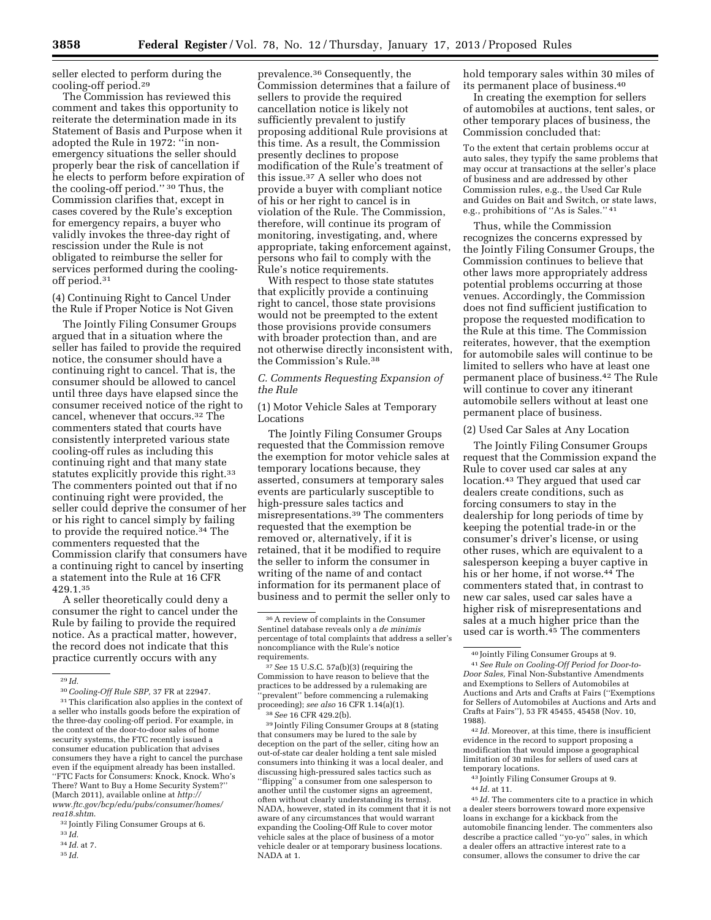seller elected to perform during the cooling-off period.[29]

The Commission has reviewed this comment and takes this opportunity to reiterate the determination made in its Statement of Basis and Purpose when it adopted the Rule in 1972: "in non-emergency situations the seller should properly bear the risk of cancellation if he elects to perform before expiration of the cooling-off period." [30] Thus, the Commission clarifies that, except in cases covered by the Rule's exception for emergency repairs, a buyer who validly invokes the three-day right of rescission under the Rule is not obligated to reimburse the seller for services performed during the cooling-off period.[31]

(4) Continuing Right to Cancel Under the Rule if Proper Notice is Not Given

The Jointly Filing Consumer Groups argued that in a situation where the seller has failed to provide the required notice, the consumer should have a continuing right to cancel. That is, the consumer should be allowed to cancel until three days have elapsed since the consumer received notice of the right to cancel, whenever that occurs.[32] The commenters stated that courts have consistently interpreted various state cooling-off rules as including this continuing right and that many state statutes explicitly provide this right.[33] The commenters pointed out that if no continuing right were provided, the seller could deprive the consumer of her or his right to cancel simply by failing to provide the required notice.[34] The commenters requested that the Commission clarify that consumers have a continuing right to cancel by inserting a statement into the Rule at 16 CFR 429.1.[35]

A seller theoretically could deny a consumer the right to cancel under the Rule by failing to provide the required notice. As a practical matter, however, the record does not indicate that this practice currently occurs with any prevalence.[36] Consequently, the Commission determines that a failure of sellers to provide the required cancellation notice is likely not sufficiently prevalent to justify proposing additional Rule provisions at this time. As a result, the Commission presently declines to propose modification of the Rule's treatment of this issue.[37] A seller who does not provide a buyer with compliant notice of his or her right to cancel is in violation of the Rule. The Commission, therefore, will continue its program of monitoring, investigating, and, where appropriate, taking enforcement against, persons who fail to comply with the Rule's notice requirements.

With respect to those state statutes that explicitly provide a continuing right to cancel, those state provisions would not be preempted to the extent those provisions provide consumers with broader protection than, and are not otherwise directly inconsistent with, the Commission's Rule.[38]

### *C. Comments Requesting Expansion of the Rule*

(1) Motor Vehicle Sales at Temporary Locations

The Jointly Filing Consumer Groups requested that the Commission remove the exemption for motor vehicle sales at temporary locations because, they asserted, consumers at temporary sales events are particularly susceptible to high-pressure sales tactics and misrepresentations.[39] The commenters requested that the exemption be removed or, alternatively, if it is retained, that it be modified to require the seller to inform the consumer in writing of the name of and contact information for its permanent place of business and to permit the seller only to hold temporary sales within 30 miles of its permanent place of business.[40]

In creating the exemption for sellers of automobiles at auctions, tent sales, or other temporary places of business, the Commission concluded that:

> To the extent that certain problems occur at auto sales, they typify the same problems that may occur at transactions at the seller's place of business and are addressed by other Commission rules, e.g., the Used Car Rule and Guides on Bait and Switch, or state laws, e.g., prohibitions of "As is Sales." [41]

Thus, while the Commission recognizes the concerns expressed by the Jointly Filing Consumer Groups, the Commission continues to believe that other laws more appropriately address potential problems occurring at those venues. Accordingly, the Commission does not find sufficient justification to propose the requested modification to the Rule at this time. The Commission reiterates, however, that the exemption for automobile sales will continue to be limited to sellers who have at least one permanent place of business.[42] The Rule will continue to cover any itinerant automobile sellers without at least one permanent place of business.

(2) Used Car Sales at Any Location

The Jointly Filing Consumer Groups request that the Commission expand the Rule to cover used car sales at any location.[43] They argued that used car dealers create conditions, such as forcing consumers to stay in the dealership for long periods of time by keeping the potential trade-in or the consumer's driver's license, or using other ruses, which are equivalent to a salesperson keeping a buyer captive in his or her home, if not worse.[44] The commenters stated that, in contrast to new car sales, used car sales have a higher risk of misrepresentations and sales at a much higher price than the used car is worth.[45] The commenters

---

[29] *Id.*

[30] *Cooling-Off Rule SBP,* 37 FR at 22947.

[31] This clarification also applies in the context of a seller who installs goods before the expiration of the three-day cooling-off period. For example, in the context of the door-to-door sales of home security systems, the FTC recently issued a consumer education publication that advises consumers they have a right to cancel the purchase even if the equipment already has been installed. "FTC Facts for Consumers: Knock, Knock. Who's There? Want to Buy a Home Security System?" (March 2011), available online at *http://www.ftc.gov/bcp/edu/pubs/consumer/homes/rea18.shtm.*

[32] Jointly Filing Consumer Groups at 6.

[33] *Id.*

[34] *Id.* at 7.

[35] *Id.*

[36] A review of complaints in the Consumer Sentinel database reveals only a *de minimis* percentage of total complaints that address a seller's noncompliance with the Rule's notice requirements.

[37] *See* 15 U.S.C. 57a(b)(3) (requiring the Commission to have reason to believe that the practices to be addressed by a rulemaking are "prevalent" before commencing a rulemaking proceeding); *see also* 16 CFR 1.14(a)(1).

[38] *See* 16 CFR 429.2(b).

[39] Jointly Filing Consumer Groups at 8 (stating that consumers may be lured to the sale by deception on the part of the seller, citing how an out-of-state car dealer holding a tent sale misled consumers into thinking it was a local dealer, and discussing high-pressured sales tactics such as "flipping" a consumer from one salesperson to another until the customer signs an agreement, often without clearly understanding its terms). NADA, however, stated in its comment that it is not aware of any circumstances that would warrant expanding the Cooling-Off Rule to cover motor vehicle sales at the place of business of a motor vehicle dealer or at temporary business locations. NADA at 1.

[40] Jointly Filing Consumer Groups at 9.

[41] *See Rule on Cooling-Off Period for Door-to-Door Sales,* Final Non-Substantive Amendments and Exemptions to Sellers of Automobiles at Auctions and Arts and Crafts at Fairs ("Exemptions for Sellers of Automobiles at Auctions and Arts and Crafts at Fairs"), 53 FR 45455, 45458 (Nov. 10, 1988).

[42] *Id.* Moreover, at this time, there is insufficient evidence in the record to support proposing a modification that would impose a geographical limitation of 30 miles for sellers of used cars at temporary locations.

[43] Jointly Filing Consumer Groups at 9.

[44] *Id.* at 11.

[45] *Id.* The commenters cite to a practice in which a dealer steers borrowers toward more expensive loans in exchange for a kickback from the automobile financing lender. The commenters also describe a practice called "yo-yo" sales, in which a dealer offers an attractive interest rate to a consumer, allows the consumer to drive the car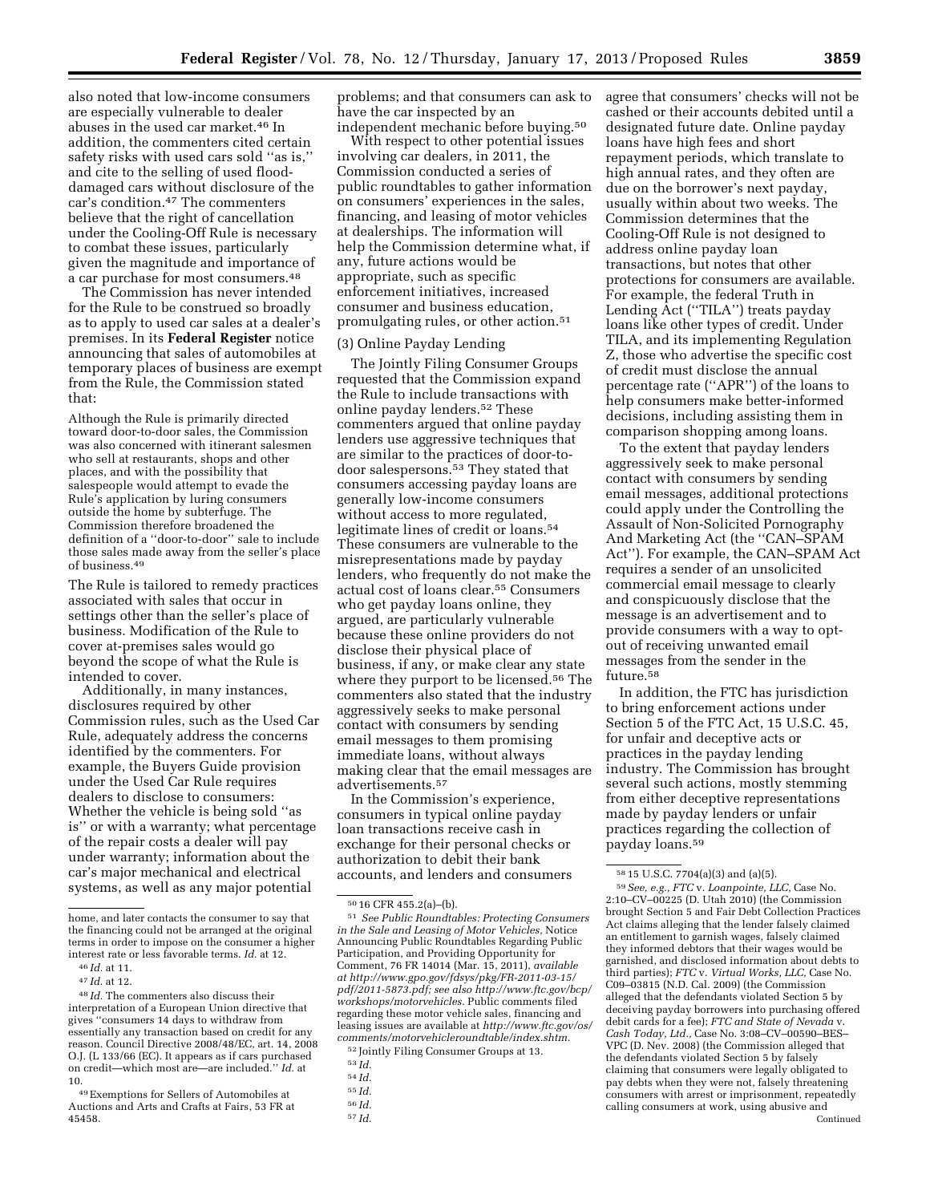also noted that low-income consumers are especially vulnerable to dealer abuses in the used car market.[46] In addition, the commenters cited certain safety risks with used cars sold ''as is,'' and cite to the selling of used flood-damaged cars without disclosure of the car's condition.[47] The commenters believe that the right of cancellation under the Cooling-Off Rule is necessary to combat these issues, particularly given the magnitude and importance of a car purchase for most consumers.[48]

The Commission has never intended for the Rule to be construed so broadly as to apply to used car sales at a dealer's premises. In its **Federal Register** notice announcing that sales of automobiles at temporary places of business are exempt from the Rule, the Commission stated that:

> Although the Rule is primarily directed toward door-to-door sales, the Commission was also concerned with itinerant salesmen who sell at restaurants, shops and other places, and with the possibility that salespeople would attempt to evade the Rule's application by luring consumers outside the home by subterfuge. The Commission therefore broadened the definition of a ''door-to-door'' sale to include those sales made away from the seller's place of business.[49]

The Rule is tailored to remedy practices associated with sales that occur in settings other than the seller's place of business. Modification of the Rule to cover at-premises sales would go beyond the scope of what the Rule is intended to cover.

Additionally, in many instances, disclosures required by other Commission rules, such as the Used Car Rule, adequately address the concerns identified by the commenters. For example, the Buyers Guide provision under the Used Car Rule requires dealers to disclose to consumers: Whether the vehicle is being sold ''as is'' or with a warranty; what percentage of the repair costs a dealer will pay under warranty; information about the car's major mechanical and electrical systems, as well as any major potential problems; and that consumers can ask to have the car inspected by an independent mechanic before buying.[50]

With respect to other potential issues involving car dealers, in 2011, the Commission conducted a series of public roundtables to gather information on consumers' experiences in the sales, financing, and leasing of motor vehicles at dealerships. The information will help the Commission determine what, if any, future actions would be appropriate, such as specific enforcement initiatives, increased consumer and business education, promulgating rules, or other action.[51]

(3) Online Payday Lending

The Jointly Filing Consumer Groups requested that the Commission expand the Rule to include transactions with online payday lenders.[52] These commenters argued that online payday lenders use aggressive techniques that are similar to the practices of door-to-door salespersons.[53] They stated that consumers accessing payday loans are generally low-income consumers without access to more regulated, legitimate lines of credit or loans.[54] These consumers are vulnerable to the misrepresentations made by payday lenders, who frequently do not make the actual cost of loans clear.[55] Consumers who get payday loans online, they argued, are particularly vulnerable because these online providers do not disclose their physical place of business, if any, or make clear any state where they purport to be licensed.[56] The commenters also stated that the industry aggressively seeks to make personal contact with consumers by sending email messages to them promising immediate loans, without always making clear that the email messages are advertisements.[57]

In the Commission's experience, consumers in typical online payday loan transactions receive cash in exchange for their personal checks or authorization to debit their bank accounts, and lenders and consumers agree that consumers' checks will not be cashed or their accounts debited until a designated future date. Online payday loans have high fees and short repayment periods, which translate to high annual rates, and they often are due on the borrower's next payday, usually within about two weeks. The Commission determines that the Cooling-Off Rule is not designed to address online payday loan transactions, but notes that other protections for consumers are available. For example, the federal Truth in Lending Act (''TILA'') treats payday loans like other types of credit. Under TILA, and its implementing Regulation Z, those who advertise the specific cost of credit must disclose the annual percentage rate (''APR'') of the loans to help consumers make better-informed decisions, including assisting them in comparison shopping among loans.

To the extent that payday lenders aggressively seek to make personal contact with consumers by sending email messages, additional protections could apply under the Controlling the Assault of Non-Solicited Pornography And Marketing Act (the ''CAN–SPAM Act''). For example, the CAN–SPAM Act requires a sender of an unsolicited commercial email message to clearly and conspicuously disclose that the message is an advertisement and to provide consumers with a way to opt-out of receiving unwanted email messages from the sender in the future.[58]

In addition, the FTC has jurisdiction to bring enforcement actions under Section 5 of the FTC Act, 15 U.S.C. 45, for unfair and deceptive acts or practices in the payday lending industry. The Commission has brought several such actions, mostly stemming from either deceptive representations made by payday lenders or unfair practices regarding the collection of payday loans.[59]

---

home, and later contacts the consumer to say that the financing could not be arranged at the original terms in order to impose on the consumer a higher interest rate or less favorable terms. *Id.* at 12.

[46] *Id.* at 11.

[47] *Id.* at 12.

[48] *Id.* The commenters also discuss their interpretation of a European Union directive that gives ''consumers 14 days to withdraw from essentially any transaction based on credit for any reason. Council Directive 2008/48/EC, art. 14, 2008 O.J. (L 133/66 (EC). It appears as if cars purchased on credit—which most are—are included.'' *Id.* at 10.

[49] Exemptions for Sellers of Automobiles at Auctions and Arts and Crafts at Fairs, 53 FR at 45458.

[50] 16 CFR 455.2(a)–(b).

[51] *See Public Roundtables: Protecting Consumers in the Sale and Leasing of Motor Vehicles,* Notice Announcing Public Roundtables Regarding Public Participation, and Providing Opportunity for Comment, 76 FR 14014 (Mar. 15, 2011), *available at http://www.gpo.gov/fdsys/pkg/FR-2011-03-15/pdf/2011-5873.pdf; see also http://www.ftc.gov/bcp/workshops/motorvehicles.* Public comments filed regarding these motor vehicle sales, financing and leasing issues are available at *http://www.ftc.gov/os/comments/motorvehicleroundtable/index.shtm.*

[52] Jointly Filing Consumer Groups at 13.

[53] *Id.*

[54] *Id.*

[55] *Id.*

[56] *Id.*

[57] *Id.*

[58] 15 U.S.C. 7704(a)(3) and (a)(5).

[59] *See, e.g., FTC* v. *Loanpointe, LLC,* Case No. 2:10–CV–00225 (D. Utah 2010) (the Commission brought Section 5 and Fair Debt Collection Practices Act claims alleging that the lender falsely claimed an entitlement to garnish wages, falsely claimed they informed debtors that their wages would be garnished, and disclosed information about debts to third parties); *FTC* v. *Virtual Works, LLC,* Case No. C09–03815 (N.D. Cal. 2009) (the Commission alleged that the defendants violated Section 5 by deceiving payday borrowers into purchasing offered debit cards for a fee); *FTC and State of Nevada* v. *Cash Today, Ltd.,* Case No. 3:08–CV–00590–BES–VPC (D. Nev. 2008) (the Commission alleged that the defendants violated Section 5 by falsely claiming that consumers were legally obligated to pay debts when they were not, falsely threatening consumers with arrest or imprisonment, repeatedly calling consumers at work, using abusive and

Continued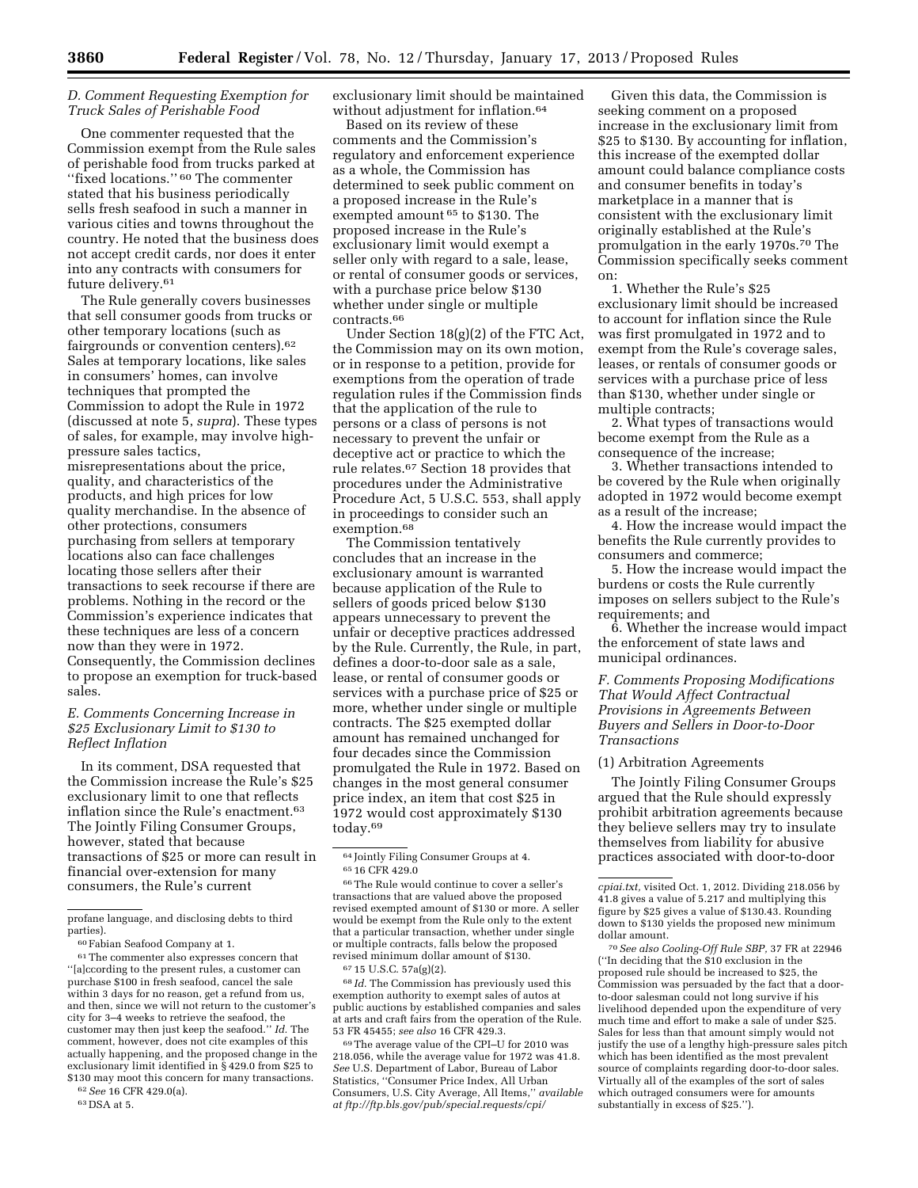### D. Comment Requesting Exemption for Truck Sales of Perishable Food

One commenter requested that the Commission exempt from the Rule sales of perishable food from trucks parked at "fixed locations." [60] The commenter stated that his business periodically sells fresh seafood in such a manner in various cities and towns throughout the country. He noted that the business does not accept credit cards, nor does it enter into any contracts with consumers for future delivery.[61]

The Rule generally covers businesses that sell consumer goods from trucks or other temporary locations (such as fairgrounds or convention centers).[62] Sales at temporary locations, like sales in consumers' homes, can involve techniques that prompted the Commission to adopt the Rule in 1972 (discussed at note 5, *supra*). These types of sales, for example, may involve high-pressure sales tactics, misrepresentations about the price, quality, and characteristics of the products, and high prices for low quality merchandise. In the absence of other protections, consumers purchasing from sellers at temporary locations also can face challenges locating those sellers after their transactions to seek recourse if there are problems. Nothing in the record or the Commission's experience indicates that these techniques are less of a concern now than they were in 1972. Consequently, the Commission declines to propose an exemption for truck-based sales.

### E. Comments Concerning Increase in $25 Exclusionary Limit to $130 to Reflect Inflation

In its comment, DSA requested that the Commission increase the Rule's $25 exclusionary limit to one that reflects inflation since the Rule's enactment.[63] The Jointly Filing Consumer Groups, however, stated that because transactions of $25 or more can result in financial over-extension for many consumers, the Rule's current exclusionary limit should be maintained without adjustment for inflation.[64]

Based on its review of these comments and the Commission's regulatory and enforcement experience as a whole, the Commission has determined to seek public comment on a proposed increase in the Rule's exempted amount [65] to $130. The proposed increase in the Rule's exclusionary limit would exempt a seller only with regard to a sale, lease, or rental of consumer goods or services, with a purchase price below $130 whether under single or multiple contracts.[66]

Under Section 18(g)(2) of the FTC Act, the Commission may on its own motion, or in response to a petition, provide for exemptions from the operation of trade regulation rules if the Commission finds that the application of the rule to persons or a class of persons is not necessary to prevent the unfair or deceptive act or practice to which the rule relates.[67] Section 18 provides that procedures under the Administrative Procedure Act, 5 U.S.C. 553, shall apply in proceedings to consider such an exemption.[68]

The Commission tentatively concludes that an increase in the exclusionary amount is warranted because application of the Rule to sellers of goods priced below $130 appears unnecessary to prevent the unfair or deceptive practices addressed by the Rule. Currently, the Rule, in part, defines a door-to-door sale as a sale, lease, or rental of consumer goods or services with a purchase price of $25 or more, whether under single or multiple contracts. The $25 exempted dollar amount has remained unchanged for four decades since the Commission promulgated the Rule in 1972. Based on changes in the most general consumer price index, an item that cost $25 in 1972 would cost approximately $130 today.[69]

Given this data, the Commission is seeking comment on a proposed increase in the exclusionary limit from $25 to $130. By accounting for inflation, this increase of the exempted dollar amount could balance compliance costs and consumer benefits in today's marketplace in a manner that is consistent with the exclusionary limit originally established at the Rule's promulgation in the early 1970s.[70] The Commission specifically seeks comment on:

1. Whether the Rule's $25 exclusionary limit should be increased to account for inflation since the Rule was first promulgated in 1972 and to exempt from the Rule's coverage sales, leases, or rentals of consumer goods or services with a purchase price of less than $130, whether under single or multiple contracts;
2. What types of transactions would become exempt from the Rule as a consequence of the increase;
3. Whether transactions intended to be covered by the Rule when originally adopted in 1972 would become exempt as a result of the increase;
4. How the increase would impact the benefits the Rule currently provides to consumers and commerce;
5. How the increase would impact the burdens or costs the Rule currently imposes on sellers subject to the Rule's requirements; and
6. Whether the increase would impact the enforcement of state laws and municipal ordinances.

### F. Comments Proposing Modifications That Would Affect Contractual Provisions in Agreements Between Buyers and Sellers in Door-to-Door Transactions

(1) Arbitration Agreements

The Jointly Filing Consumer Groups argued that the Rule should expressly prohibit arbitration agreements because they believe sellers may try to insulate themselves from liability for abusive practices associated with door-to-door

---

profane language, and disclosing debts to third parties).

[60] Fabian Seafood Company at 1.

[61] The commenter also expresses concern that "[a]ccording to the present rules, a customer can purchase $100 in fresh seafood, cancel the sale within 3 days for no reason, get a refund from us, and then, since we will not return to the customer's city for 3–4 weeks to retrieve the seafood, the customer may then just keep the seafood." *Id.* The comment, however, does not cite examples of this actually happening, and the proposed change in the exclusionary limit identified in § 429.0 from $25 to $130 may moot this concern for many transactions.

[62] *See* 16 CFR 429.0(a).

[63] DSA at 5.

[64] Jointly Filing Consumer Groups at 4.

[65] 16 CFR 429.0

[66] The Rule would continue to cover a seller's transactions that are valued above the proposed revised exempted amount of $130 or more. A seller would be exempt from the Rule only to the extent that a particular transaction, whether under single or multiple contracts, falls below the proposed revised minimum dollar amount of $130.

[67] 15 U.S.C. 57a(g)(2).

[68] *Id.* The Commission has previously used this exemption authority to exempt sales of autos at public auctions by established companies and sales at arts and craft fairs from the operation of the Rule. 53 FR 45455; *see also* 16 CFR 429.3.

[69] The average value of the CPI–U for 2010 was 218.056, while the average value for 1972 was 41.8. *See* U.S. Department of Labor, Bureau of Labor Statistics, "Consumer Price Index, All Urban Consumers, U.S. City Average, All Items," *available at ftp://ftp.bls.gov/pub/special.requests/cpi/cpiai.txt,* visited Oct. 1, 2012. Dividing 218.056 by 41.8 gives a value of 5.217 and multiplying this figure by $25 gives a value of $130.43. Rounding down to $130 yields the proposed new minimum dollar amount.

[70] *See also Cooling-Off Rule SBP,* 37 FR at 22946 ("In deciding that the $10 exclusion in the proposed rule should be increased to $25, the Commission was persuaded by the fact that a door-to-door salesman could not long survive if his livelihood depended upon the expenditure of very much time and effort to make a sale of under $25. Sales for less than that amount simply would not justify the use of a lengthy high-pressure sales pitch which has been identified as the most prevalent source of complaints regarding door-to-door sales. Virtually all of the examples of the sort of sales which outraged consumers were for amounts substantially in excess of $25.").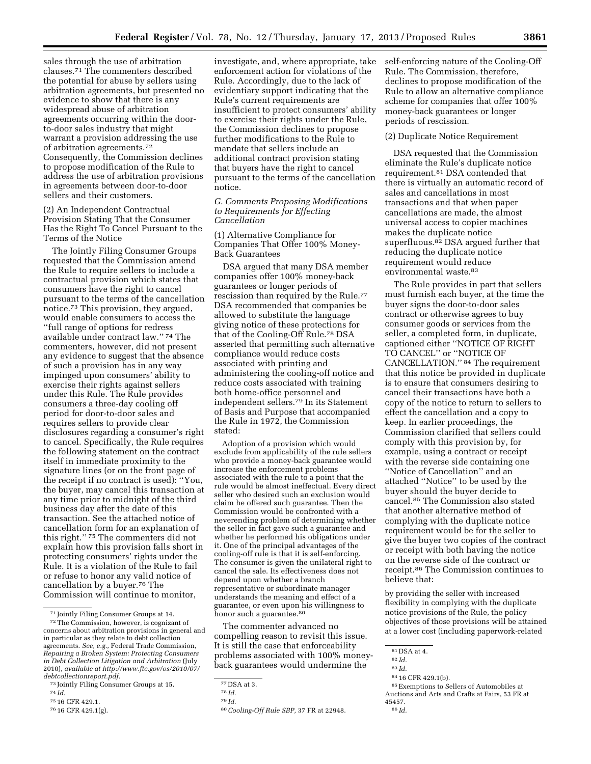sales through the use of arbitration clauses.[71] The commenters described the potential for abuse by sellers using arbitration agreements, but presented no evidence to show that there is any widespread abuse of arbitration agreements occurring within the door-to-door sales industry that might warrant a provision addressing the use of arbitration agreements.[72] Consequently, the Commission declines to propose modification of the Rule to address the use of arbitration provisions in agreements between door-to-door sellers and their customers.

(2) An Independent Contractual Provision Stating That the Consumer Has the Right To Cancel Pursuant to the Terms of the Notice

The Jointly Filing Consumer Groups requested that the Commission amend the Rule to require sellers to include a contractual provision which states that consumers have the right to cancel pursuant to the terms of the cancellation notice.[73] This provision, they argued, would enable consumers to access the ''full range of options for redress available under contract law.'' [74] The commenters, however, did not present any evidence to suggest that the absence of such a provision has in any way impinged upon consumers' ability to exercise their rights against sellers under this Rule. The Rule provides consumers a three-day cooling off period for door-to-door sales and requires sellers to provide clear disclosures regarding a consumer's right to cancel. Specifically, the Rule requires the following statement on the contract itself in immediate proximity to the signature lines (or on the front page of the receipt if no contract is used): ''You, the buyer, may cancel this transaction at any time prior to midnight of the third business day after the date of this transaction. See the attached notice of cancellation form for an explanation of this right.'' [75] The commenters did not explain how this provision falls short in protecting consumers' rights under the Rule. It is a violation of the Rule to fail or refuse to honor any valid notice of cancellation by a buyer.[76] The Commission will continue to monitor, investigate, and, where appropriate, take enforcement action for violations of the Rule. Accordingly, due to the lack of evidentiary support indicating that the Rule's current requirements are insufficient to protect consumers' ability to exercise their rights under the Rule, the Commission declines to propose further modifications to the Rule to mandate that sellers include an additional contract provision stating that buyers have the right to cancel pursuant to the terms of the cancellation notice.

### G. Comments Proposing Modifications to Requirements for Effecting Cancellation

(1) Alternative Compliance for Companies That Offer 100% Money-Back Guarantees

DSA argued that many DSA member companies offer 100% money-back guarantees or longer periods of rescission than required by the Rule.[77] DSA recommended that companies be allowed to substitute the language giving notice of these protections for that of the Cooling-Off Rule.[78] DSA asserted that permitting such alternative compliance would reduce costs associated with printing and administering the cooling-off notice and reduce costs associated with training both home-office personnel and independent sellers.[79] In its Statement of Basis and Purpose that accompanied the Rule in 1972, the Commission stated:

> Adoption of a provision which would exclude from applicability of the rule sellers who provide a money-back guarantee would increase the enforcement problems associated with the rule to a point that the rule would be almost ineffectual. Every direct seller who desired such an exclusion would claim he offered such guarantee. Then the Commission would be confronted with a neverending problem of determining whether the seller in fact gave such a guarantee and whether he performed his obligations under it. One of the principal advantages of the cooling-off rule is that it is self-enforcing. The consumer is given the unilateral right to cancel the sale. Its effectiveness does not depend upon whether a branch representative or subordinate manager understands the meaning and effect of a guarantee, or even upon his willingness to honor such a guarantee.[80]

The commenter advanced no compelling reason to revisit this issue. It is still the case that enforceability problems associated with 100% money-back guarantees would undermine the self-enforcing nature of the Cooling-Off Rule. The Commission, therefore, declines to propose modification of the Rule to allow an alternative compliance scheme for companies that offer 100% money-back guarantees or longer periods of rescission.

(2) Duplicate Notice Requirement

DSA requested that the Commission eliminate the Rule's duplicate notice requirement.[81] DSA contended that there is virtually an automatic record of sales and cancellations in most transactions and that when paper cancellations are made, the almost universal access to copier machines makes the duplicate notice superfluous.[82] DSA argued further that reducing the duplicate notice requirement would reduce environmental waste.[83]

The Rule provides in part that sellers must furnish each buyer, at the time the buyer signs the door-to-door sales contract or otherwise agrees to buy consumer goods or services from the seller, a completed form, in duplicate, captioned either ''NOTICE OF RIGHT TO CANCEL'' or ''NOTICE OF CANCELLATION.'' [84] The requirement that this notice be provided in duplicate is to ensure that consumers desiring to cancel their transactions have both a copy of the notice to return to sellers to effect the cancellation and a copy to keep. In earlier proceedings, the Commission clarified that sellers could comply with this provision by, for example, using a contract or receipt with the reverse side containing one ''Notice of Cancellation'' and an attached ''Notice'' to be used by the buyer should the buyer decide to cancel.[85] The Commission also stated that another alternative method of complying with the duplicate notice requirement would be for the seller to give the buyer two copies of the contract or receipt with both having the notice on the reverse side of the contract or receipt.[86] The Commission continues to believe that:

> by providing the seller with increased flexibility in complying with the duplicate notice provisions of the Rule, the policy objectives of those provisions will be attained at a lower cost (including paperwork-related

---

[71] Jointly Filing Consumer Groups at 14.

[72] The Commission, however, is cognizant of concerns about arbitration provisions in general and in particular as they relate to debt collection agreements. *See, e.g.,* Federal Trade Commission, *Repairing a Broken System: Protecting Consumers in Debt Collection Litigation and Arbitration* (July 2010), *available at http://www.ftc.gov/os/2010/07/debtcollectionreport.pdf.*

[73] Jointly Filing Consumer Groups at 15.

[74] *Id.*

[75] 16 CFR 429.1.

[76] 16 CFR 429.1(g).

[77] DSA at 3.

[78] *Id.*

[79] *Id.*

[80] *Cooling-Off Rule SBP,* 37 FR at 22948.

[81] DSA at 4.

[82] *Id.*

[83] *Id.*

[84] 16 CFR 429.1(b).

[85] Exemptions to Sellers of Automobiles at Auctions and Arts and Crafts at Fairs, 53 FR at 45457.

[86] *Id.*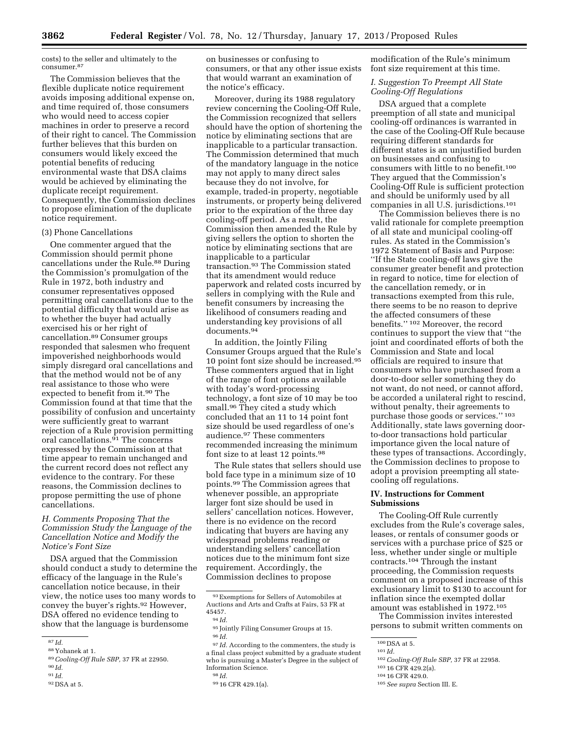costs) to the seller and ultimately to the consumer.[87]

The Commission believes that the flexible duplicate notice requirement avoids imposing additional expense on, and time required of, those consumers who would need to access copier machines in order to preserve a record of their right to cancel. The Commission further believes that this burden on consumers would likely exceed the potential benefits of reducing environmental waste that DSA claims would be achieved by eliminating the duplicate receipt requirement. Consequently, the Commission declines to propose elimination of the duplicate notice requirement.

(3) Phone Cancellations

One commenter argued that the Commission should permit phone cancellations under the Rule.[88] During the Commission's promulgation of the Rule in 1972, both industry and consumer representatives opposed permitting oral cancellations due to the potential difficulty that would arise as to whether the buyer had actually exercised his or her right of cancellation.[89] Consumer groups responded that salesmen who frequent impoverished neighborhoods would simply disregard oral cancellations and that the method would not be of any real assistance to those who were expected to benefit from it.[90] The Commission found at that time that the possibility of confusion and uncertainty were sufficiently great to warrant rejection of a Rule provision permitting oral cancellations.[91] The concerns expressed by the Commission at that time appear to remain unchanged and the current record does not reflect any evidence to the contrary. For these reasons, the Commission declines to propose permitting the use of phone cancellations.

### *H. Comments Proposing That the Commission Study the Language of the Cancellation Notice and Modify the Notice's Font Size*

DSA argued that the Commission should conduct a study to determine the efficacy of the language in the Rule's cancellation notice because, in their view, the notice uses too many words to convey the buyer's rights.[92] However, DSA offered no evidence tending to show that the language is burdensome on businesses or confusing to consumers, or that any other issue exists that would warrant an examination of the notice's efficacy.

Moreover, during its 1988 regulatory review concerning the Cooling-Off Rule, the Commission recognized that sellers should have the option of shortening the notice by eliminating sections that are inapplicable to a particular transaction. The Commission determined that much of the mandatory language in the notice may not apply to many direct sales because they do not involve, for example, traded-in property, negotiable instruments, or property being delivered prior to the expiration of the three day cooling-off period. As a result, the Commission then amended the Rule by giving sellers the option to shorten the notice by eliminating sections that are inapplicable to a particular transaction.[93] The Commission stated that its amendment would reduce paperwork and related costs incurred by sellers in complying with the Rule and benefit consumers by increasing the likelihood of consumers reading and understanding key provisions of all documents.[94]

In addition, the Jointly Filing Consumer Groups argued that the Rule's 10 point font size should be increased.[95] These commenters argued that in light of the range of font options available with today's word-processing technology, a font size of 10 may be too small.[96] They cited a study which concluded that an 11 to 14 point font size should be used regardless of one's audience.[97] These commenters recommended increasing the minimum font size to at least 12 points.[98]

The Rule states that sellers should use bold face type in a minimum size of 10 points.[99] The Commission agrees that whenever possible, an appropriate larger font size should be used in sellers' cancellation notices. However, there is no evidence on the record indicating that buyers are having any widespread problems reading or understanding sellers' cancellation notices due to the minimum font size requirement. Accordingly, the Commission declines to propose modification of the Rule's minimum font size requirement at this time.

### *I. Suggestion To Preempt All State Cooling-Off Regulations*

DSA argued that a complete preemption of all state and municipal cooling-off ordinances is warranted in the case of the Cooling-Off Rule because requiring different standards for different states is an unjustified burden on businesses and confusing to consumers with little to no benefit.[100] They argued that the Commission's Cooling-Off Rule is sufficient protection and should be uniformly used by all companies in all U.S. jurisdictions.[101]

The Commission believes there is no valid rationale for complete preemption of all state and municipal cooling-off rules. As stated in the Commission's 1972 Statement of Basis and Purpose: ''If the State cooling-off laws give the consumer greater benefit and protection in regard to notice, time for election of the cancellation remedy, or in transactions exempted from this rule, there seems to be no reason to deprive the affected consumers of these benefits.'' [102] Moreover, the record continues to support the view that ''the joint and coordinated efforts of both the Commission and State and local officials are required to insure that consumers who have purchased from a door-to-door seller something they do not want, do not need, or cannot afford, be accorded a unilateral right to rescind, without penalty, their agreements to purchase those goods or services.'' [103] Additionally, state laws governing door-to-door transactions hold particular importance given the local nature of these types of transactions. Accordingly, the Commission declines to propose to adopt a provision preempting all state-cooling off regulations.

## IV. Instructions for Comment Submissions

The Cooling-Off Rule currently excludes from the Rule's coverage sales, leases, or rentals of consumer goods or services with a purchase price of $25 or less, whether under single or multiple contracts.[104] Through the instant proceeding, the Commission requests comment on a proposed increase of this exclusionary limit to $130 to account for inflation since the exempted dollar amount was established in 1972.[105]

The Commission invites interested persons to submit written comments on

---

[87] *Id.*

[88] Yohanek at 1.

[89] *Cooling-Off Rule SBP,* 37 FR at 22950.

[90] *Id.*

[91] *Id.*

[92] DSA at 5.

[93] Exemptions for Sellers of Automobiles at Auctions and Arts and Crafts at Fairs, 53 FR at 45457.

[94] *Id.*

[95] Jointly Filing Consumer Groups at 15.

[96] *Id.*

[97] *Id.* According to the commenters, the study is a final class project submitted by a graduate student who is pursuing a Master's Degree in the subject of Information Science.

[98] *Id.*

[99] 16 CFR 429.1(a).

[100] DSA at 5.

[101] *Id.*

[102] *Cooling-Off Rule SBP,* 37 FR at 22958.

[103] 16 CFR 429.2(a).

[104] 16 CFR 429.0.

[105] *See supra* Section III. E.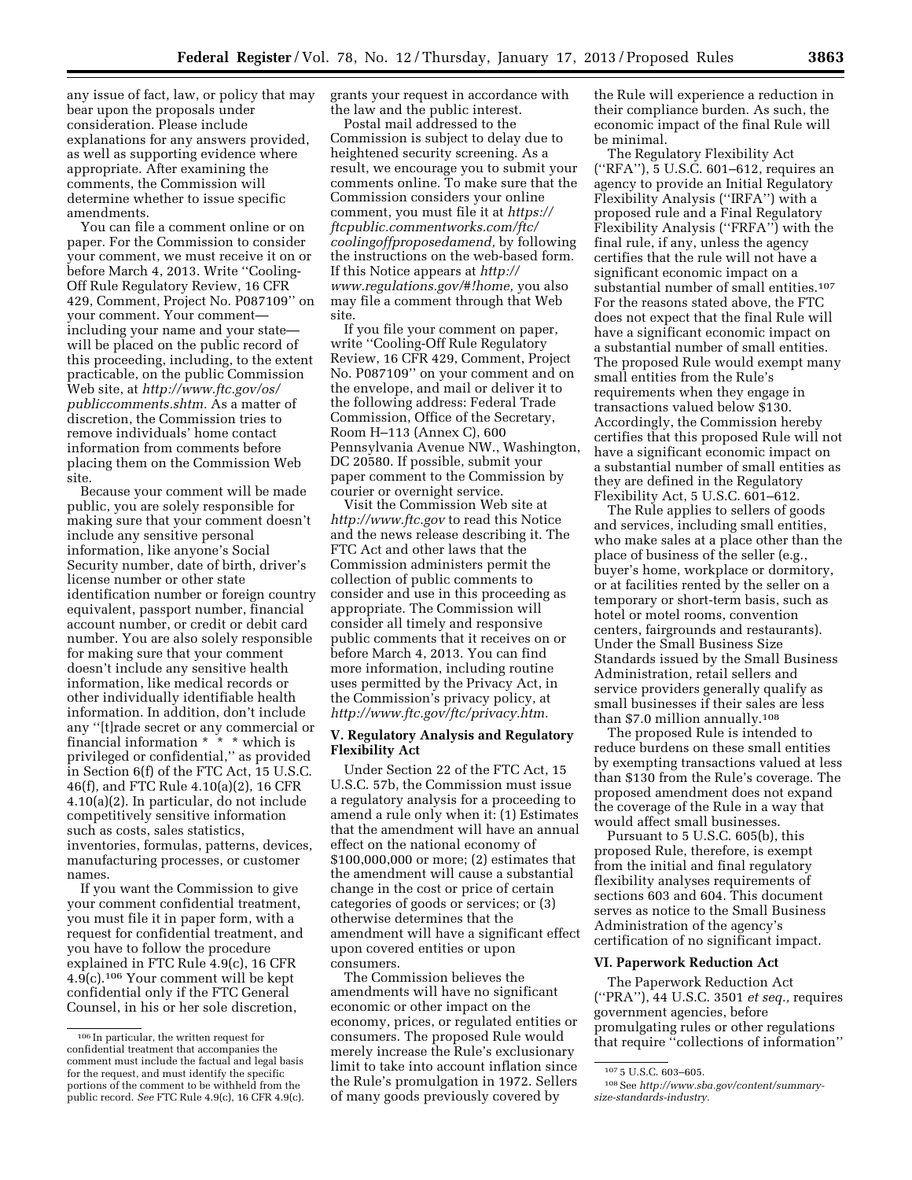any issue of fact, law, or policy that may bear upon the proposals under consideration. Please include explanations for any answers provided, as well as supporting evidence where appropriate. After examining the comments, the Commission will determine whether to issue specific amendments.

You can file a comment online or on paper. For the Commission to consider your comment, we must receive it on or before March 4, 2013. Write ''Cooling-Off Rule Regulatory Review, 16 CFR 429, Comment, Project No. P087109'' on your comment. Your comment—including your name and your state—will be placed on the public record of this proceeding, including, to the extent practicable, on the public Commission Web site, at *http://www.ftc.gov/os/publiccomments.shtm.* As a matter of discretion, the Commission tries to remove individuals' home contact information from comments before placing them on the Commission Web site.

Because your comment will be made public, you are solely responsible for making sure that your comment doesn't include any sensitive personal information, like anyone's Social Security number, date of birth, driver's license number or other state identification number or foreign country equivalent, passport number, financial account number, or credit or debit card number. You are also solely responsible for making sure that your comment doesn't include any sensitive health information, like medical records or other individually identifiable health information. In addition, don't include any ''[t]rade secret or any commercial or financial information * * * which is privileged or confidential,'' as provided in Section 6(f) of the FTC Act, 15 U.S.C. 46(f), and FTC Rule 4.10(a)(2), 16 CFR 4.10(a)(2). In particular, do not include competitively sensitive information such as costs, sales statistics, inventories, formulas, patterns, devices, manufacturing processes, or customer names.

If you want the Commission to give your comment confidential treatment, you must file it in paper form, with a request for confidential treatment, and you have to follow the procedure explained in FTC Rule 4.9(c), 16 CFR 4.9(c).[106] Your comment will be kept confidential only if the FTC General Counsel, in his or her sole discretion, grants your request in accordance with the law and the public interest.

Postal mail addressed to the Commission is subject to delay due to heightened security screening. As a result, we encourage you to submit your comments online. To make sure that the Commission considers your online comment, you must file it at *https://ftcpublic.commentworks.com/ftc/coolingoffproposedamend,* by following the instructions on the web-based form. If this Notice appears at *http://www.regulations.gov/#!home,* you also may file a comment through that Web site.

If you file your comment on paper, write ''Cooling-Off Rule Regulatory Review, 16 CFR 429, Comment, Project No. P087109'' on your comment and on the envelope, and mail or deliver it to the following address: Federal Trade Commission, Office of the Secretary, Room H–113 (Annex C), 600 Pennsylvania Avenue NW., Washington, DC 20580. If possible, submit your paper comment to the Commission by courier or overnight service.

Visit the Commission Web site at *http://www.ftc.gov* to read this Notice and the news release describing it. The FTC Act and other laws that the Commission administers permit the collection of public comments to consider and use in this proceeding as appropriate. The Commission will consider all timely and responsive public comments that it receives on or before March 4, 2013. You can find more information, including routine uses permitted by the Privacy Act, in the Commission's privacy policy, at *http://www.ftc.gov/ftc/privacy.htm.*

## V. Regulatory Analysis and Regulatory Flexibility Act

Under Section 22 of the FTC Act, 15 U.S.C. 57b, the Commission must issue a regulatory analysis for a proceeding to amend a rule only when it: (1) Estimates that the amendment will have an annual effect on the national economy of $100,000,000 or more; (2) estimates that the amendment will cause a substantial change in the cost or price of certain categories of goods or services; or (3) otherwise determines that the amendment will have a significant effect upon covered entities or upon consumers.

The Commission believes the amendments will have no significant economic or other impact on the economy, prices, or regulated entities or consumers. The proposed Rule would merely increase the Rule's exclusionary limit to take into account inflation since the Rule's promulgation in 1972. Sellers of many goods previously covered by the Rule will experience a reduction in their compliance burden. As such, the economic impact of the final Rule will be minimal.

The Regulatory Flexibility Act (''RFA''), 5 U.S.C. 601–612, requires an agency to provide an Initial Regulatory Flexibility Analysis (''IRFA'') with a proposed rule and a Final Regulatory Flexibility Analysis (''FRFA'') with the final rule, if any, unless the agency certifies that the rule will not have a significant economic impact on a substantial number of small entities.[107] For the reasons stated above, the FTC does not expect that the final Rule will have a significant economic impact on a substantial number of small entities. The proposed Rule would exempt many small entities from the Rule's requirements when they engage in transactions valued below $130. Accordingly, the Commission hereby certifies that this proposed Rule will not have a significant economic impact on a substantial number of small entities as they are defined in the Regulatory Flexibility Act, 5 U.S.C. 601–612.

The Rule applies to sellers of goods and services, including small entities, who make sales at a place other than the place of business of the seller (e.g., buyer's home, workplace or dormitory, or at facilities rented by the seller on a temporary or short-term basis, such as hotel or motel rooms, convention centers, fairgrounds and restaurants). Under the Small Business Size Standards issued by the Small Business Administration, retail sellers and service providers generally qualify as small businesses if their sales are less than $7.0 million annually.[108]

The proposed Rule is intended to reduce burdens on these small entities by exempting transactions valued at less than $130 from the Rule's coverage. The proposed amendment does not expand the coverage of the Rule in a way that would affect small businesses.

Pursuant to 5 U.S.C. 605(b), this proposed Rule, therefore, is exempt from the initial and final regulatory flexibility analyses requirements of sections 603 and 604. This document serves as notice to the Small Business Administration of the agency's certification of no significant impact.

## VI. Paperwork Reduction Act

The Paperwork Reduction Act (''PRA''), 44 U.S.C. 3501 *et seq.,* requires government agencies, before promulgating rules or other regulations that require ''collections of information''

---

[106] In particular, the written request for confidential treatment that accompanies the comment must include the factual and legal basis for the request, and must identify the specific portions of the comment to be withheld from the public record. *See* FTC Rule 4.9(c), 16 CFR 4.9(c).

[107] 5 U.S.C. 603–605.

[108] See *http://www.sba.gov/content/summary-size-standards-industry.*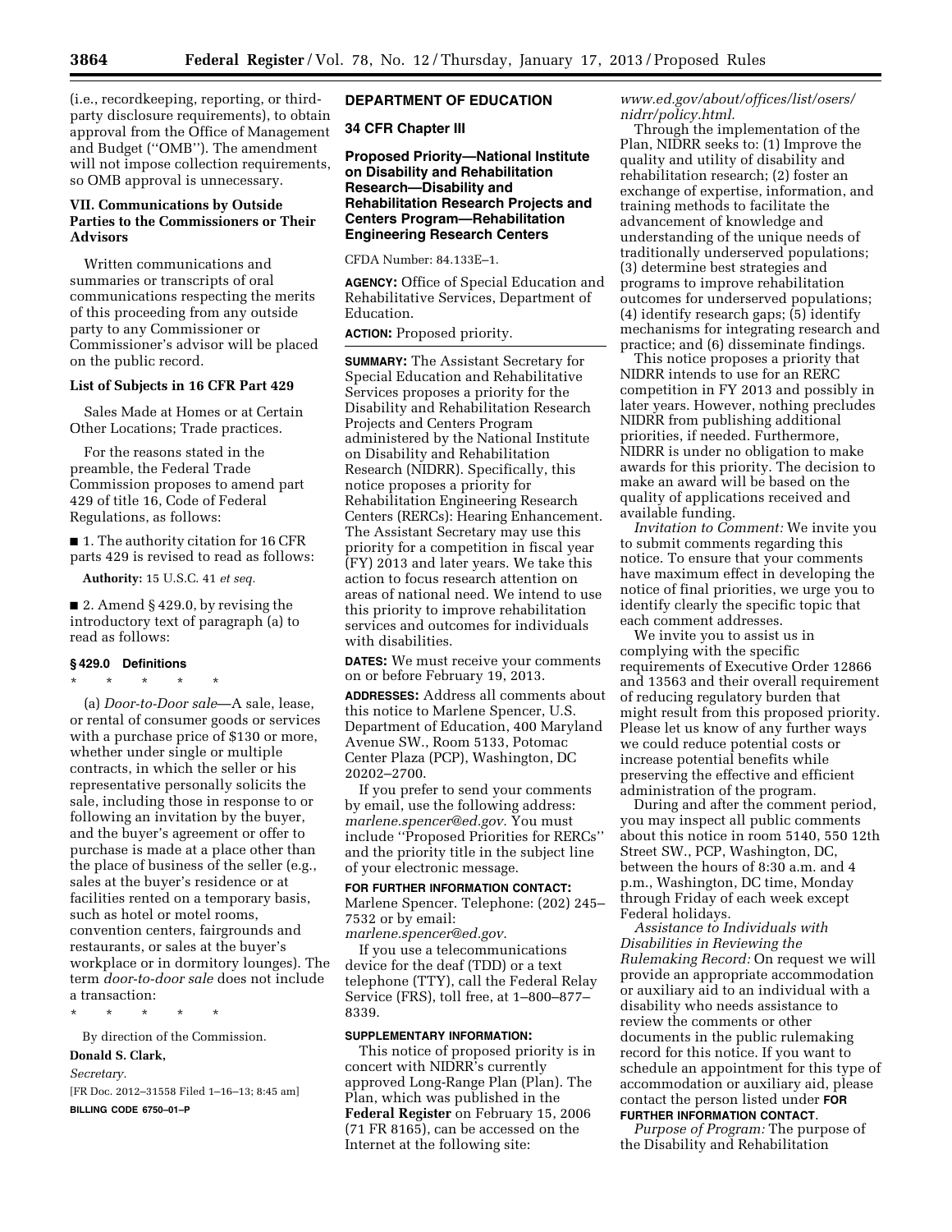(i.e., recordkeeping, reporting, or third-party disclosure requirements), to obtain approval from the Office of Management and Budget (''OMB''). The amendment will not impose collection requirements, so OMB approval is unnecessary.

### VII. Communications by Outside Parties to the Commissioners or Their Advisors

Written communications and summaries or transcripts of oral communications respecting the merits of this proceeding from any outside party to any Commissioner or Commissioner's advisor will be placed on the public record.

### List of Subjects in 16 CFR Part 429

Sales Made at Homes or at Certain Other Locations; Trade practices.

For the reasons stated in the preamble, the Federal Trade Commission proposes to amend part 429 of title 16, Code of Federal Regulations, as follows:

■ 1. The authority citation for 16 CFR parts 429 is revised to read as follows:

**Authority:** 15 U.S.C. 41 *et seq.*

■ 2. Amend § 429.0, by revising the introductory text of paragraph (a) to read as follows:

#### § 429.0 Definitions

\* \* \* \* \*

(a) *Door-to-Door sale*—A sale, lease, or rental of consumer goods or services with a purchase price of $130 or more, whether under single or multiple contracts, in which the seller or his representative personally solicits the sale, including those in response to or following an invitation by the buyer, and the buyer's agreement or offer to purchase is made at a place other than the place of business of the seller (e.g., sales at the buyer's residence or at facilities rented on a temporary basis, such as hotel or motel rooms, convention centers, fairgrounds and restaurants, or sales at the buyer's workplace or in dormitory lounges). The term *door-to-door sale* does not include a transaction:

\* \* \* \* \*

By direction of the Commission.

**Donald S. Clark,**

*Secretary.*

[FR Doc. 2012–31558 Filed 1–16–13; 8:45 am]

**BILLING CODE 6750–01–P**

## DEPARTMENT OF EDUCATION

### 34 CFR Chapter III

### Proposed Priority—National Institute on Disability and Rehabilitation Research—Disability and Rehabilitation Research Projects and Centers Program—Rehabilitation Engineering Research Centers

CFDA Number: 84.133E–1.

**AGENCY:** Office of Special Education and Rehabilitative Services, Department of Education.

**ACTION:** Proposed priority.

**SUMMARY:** The Assistant Secretary for Special Education and Rehabilitative Services proposes a priority for the Disability and Rehabilitation Research Projects and Centers Program administered by the National Institute on Disability and Rehabilitation Research (NIDRR). Specifically, this notice proposes a priority for Rehabilitation Engineering Research Centers (RERCs): Hearing Enhancement. The Assistant Secretary may use this priority for a competition in fiscal year (FY) 2013 and later years. We take this action to focus research attention on areas of national need. We intend to use this priority to improve rehabilitation services and outcomes for individuals with disabilities.

**DATES:** We must receive your comments on or before February 19, 2013.

**ADDRESSES:** Address all comments about this notice to Marlene Spencer, U.S. Department of Education, 400 Maryland Avenue SW., Room 5133, Potomac Center Plaza (PCP), Washington, DC 20202–2700.

If you prefer to send your comments by email, use the following address: *marlene.spencer@ed.gov.* You must include ''Proposed Priorities for RERCs'' and the priority title in the subject line of your electronic message.

**FOR FURTHER INFORMATION CONTACT:** Marlene Spencer. Telephone: (202) 245–7532 or by email: *marlene.spencer@ed.gov.*

If you use a telecommunications device for the deaf (TDD) or a text telephone (TTY), call the Federal Relay Service (FRS), toll free, at 1–800–877–8339.

**SUPPLEMENTARY INFORMATION:**

This notice of proposed priority is in concert with NIDRR's currently approved Long-Range Plan (Plan). The Plan, which was published in the **Federal Register** on February 15, 2006 (71 FR 8165), can be accessed on the Internet at the following site: *www.ed.gov/about/offices/list/osers/nidrr/policy.html.*

Through the implementation of the Plan, NIDRR seeks to: (1) Improve the quality and utility of disability and rehabilitation research; (2) foster an exchange of expertise, information, and training methods to facilitate the advancement of knowledge and understanding of the unique needs of traditionally underserved populations; (3) determine best strategies and programs to improve rehabilitation outcomes for underserved populations; (4) identify research gaps; (5) identify mechanisms for integrating research and practice; and (6) disseminate findings.

This notice proposes a priority that NIDRR intends to use for an RERC competition in FY 2013 and possibly in later years. However, nothing precludes NIDRR from publishing additional priorities, if needed. Furthermore, NIDRR is under no obligation to make awards for this priority. The decision to make an award will be based on the quality of applications received and available funding.

*Invitation to Comment:* We invite you to submit comments regarding this notice. To ensure that your comments have maximum effect in developing the notice of final priorities, we urge you to identify clearly the specific topic that each comment addresses.

We invite you to assist us in complying with the specific requirements of Executive Order 12866 and 13563 and their overall requirement of reducing regulatory burden that might result from this proposed priority. Please let us know of any further ways we could reduce potential costs or increase potential benefits while preserving the effective and efficient administration of the program.

During and after the comment period, you may inspect all public comments about this notice in room 5140, 550 12th Street SW., PCP, Washington, DC, between the hours of 8:30 a.m. and 4 p.m., Washington, DC time, Monday through Friday of each week except Federal holidays.

*Assistance to Individuals with Disabilities in Reviewing the Rulemaking Record:* On request we will provide an appropriate accommodation or auxiliary aid to an individual with a disability who needs assistance to review the comments or other documents in the public rulemaking record for this notice. If you want to schedule an appointment for this type of accommodation or auxiliary aid, please contact the person listed under **FOR FURTHER INFORMATION CONTACT**.

*Purpose of Program:* The purpose of the Disability and Rehabilitation